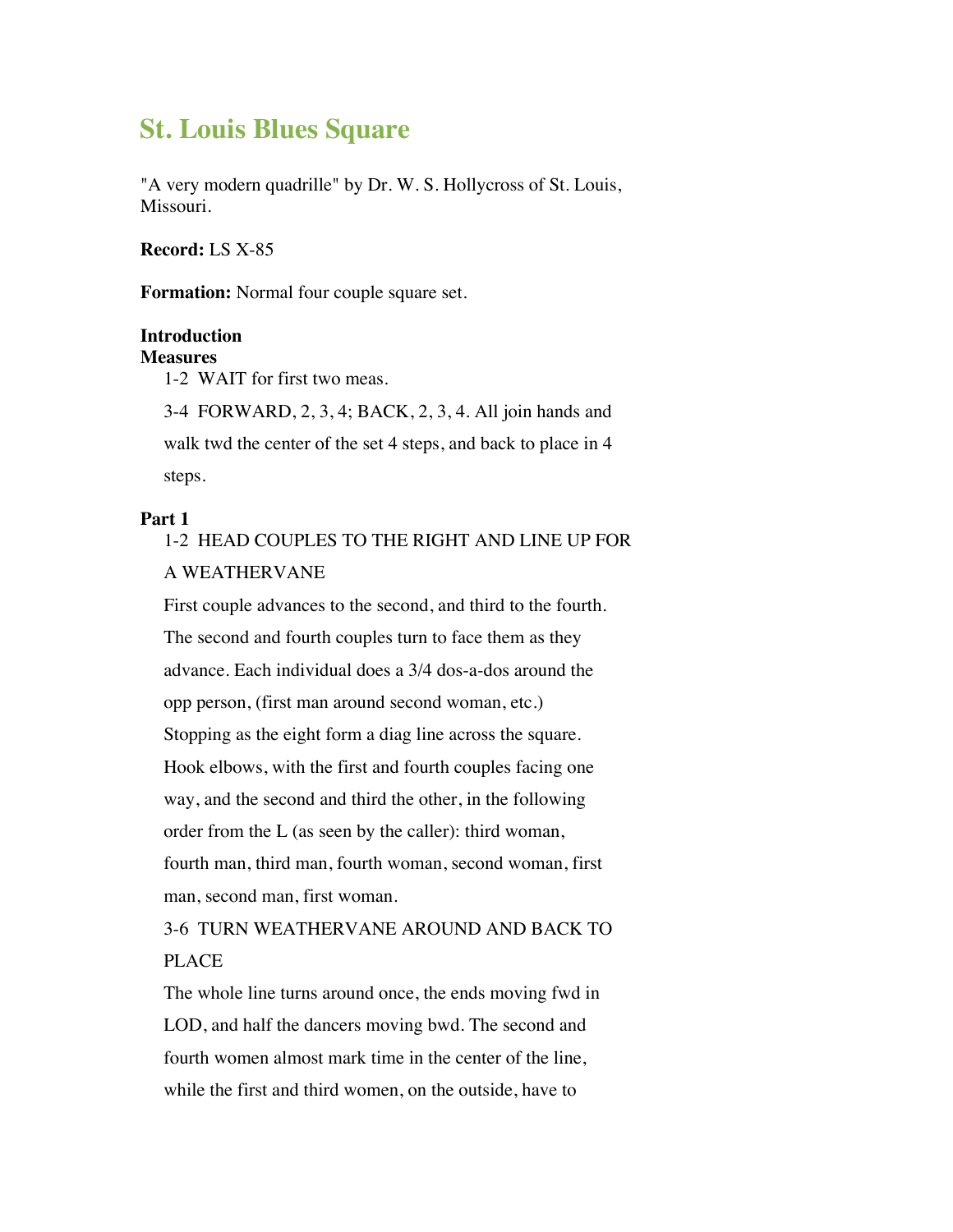# St. Louis Blues Square

"A very modern quadrille" by Dr. W. S. Hollycross of St. Louis, Missouri.

**Record:** LS X-85

**Formation:** Normal four couple square set.

**Introduction**
**Measures**

1-2 WAIT for first two meas.

3-4 FORWARD, 2, 3, 4; BACK, 2, 3, 4. All join hands and walk twd the center of the set 4 steps, and back to place in 4 steps.

**Part 1**

1-2 HEAD COUPLES TO THE RIGHT AND LINE UP FOR A WEATHERVANE

First couple advances to the second, and third to the fourth. The second and fourth couples turn to face them as they advance. Each individual does a 3/4 dos-a-dos around the opp person, (first man around second woman, etc.) Stopping as the eight form a diag line across the square. Hook elbows, with the first and fourth couples facing one way, and the second and third the other, in the following order from the L (as seen by the caller): third woman, fourth man, third man, fourth woman, second woman, first man, second man, first woman.

3-6 TURN WEATHERVANE AROUND AND BACK TO PLACE

The whole line turns around once, the ends moving fwd in LOD, and half the dancers moving bwd. The second and fourth women almost mark time in the center of the line, while the first and third women, on the outside, have to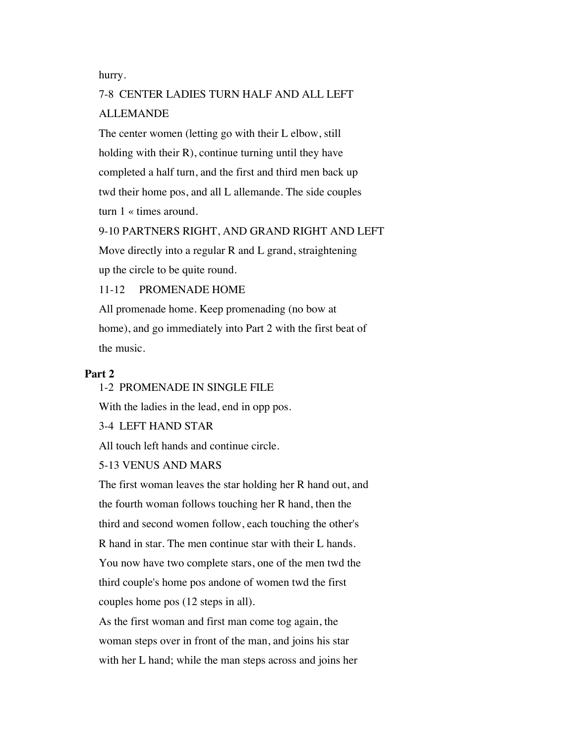hurry.

7-8 CENTER LADIES TURN HALF AND ALL LEFT ALLEMANDE

The center women (letting go with their L elbow, still holding with their R), continue turning until they have completed a half turn, and the first and third men back up twd their home pos, and all L allemande. The side couples turn 1 « times around.

9-10 PARTNERS RIGHT, AND GRAND RIGHT AND LEFT

Move directly into a regular R and L grand, straightening up the circle to be quite round.

11-12 PROMENADE HOME

All promenade home. Keep promenading (no bow at home), and go immediately into Part 2 with the first beat of the music.

**Part 2**

1-2 PROMENADE IN SINGLE FILE

With the ladies in the lead, end in opp pos.

3-4 LEFT HAND STAR

All touch left hands and continue circle.

5-13 VENUS AND MARS

The first woman leaves the star holding her R hand out, and the fourth woman follows touching her R hand, then the third and second women follow, each touching the other's R hand in star. The men continue star with their L hands. You now have two complete stars, one of the men twd the third couple's home pos andone of women twd the first couples home pos (12 steps in all).

As the first woman and first man come tog again, the woman steps over in front of the man, and joins his star with her L hand; while the man steps across and joins her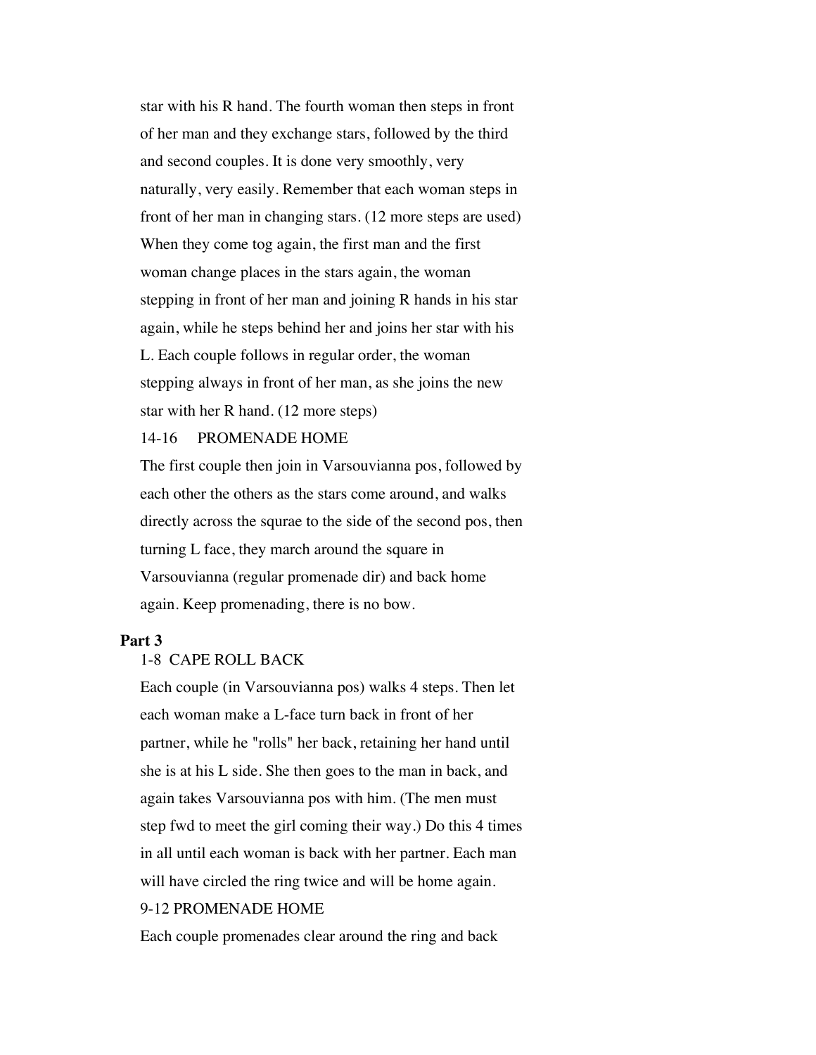star with his R hand. The fourth woman then steps in front of her man and they exchange stars, followed by the third and second couples. It is done very smoothly, very naturally, very easily. Remember that each woman steps in front of her man in changing stars. (12 more steps are used) When they come tog again, the first man and the first woman change places in the stars again, the woman stepping in front of her man and joining R hands in his star again, while he steps behind her and joins her star with his L. Each couple follows in regular order, the woman stepping always in front of her man, as she joins the new star with her R hand. (12 more steps)

14-16 PROMENADE HOME

The first couple then join in Varsouvianna pos, followed by each other the others as the stars come around, and walks directly across the squrae to the side of the second pos, then turning L face, they march around the square in Varsouvianna (regular promenade dir) and back home again. Keep promenading, there is no bow.

**Part 3**

1-8 CAPE ROLL BACK

Each couple (in Varsouvianna pos) walks 4 steps. Then let each woman make a L-face turn back in front of her partner, while he "rolls" her back, retaining her hand until she is at his L side. She then goes to the man in back, and again takes Varsouvianna pos with him. (The men must step fwd to meet the girl coming their way.) Do this 4 times in all until each woman is back with her partner. Each man will have circled the ring twice and will be home again.

9-12 PROMENADE HOME

Each couple promenades clear around the ring and back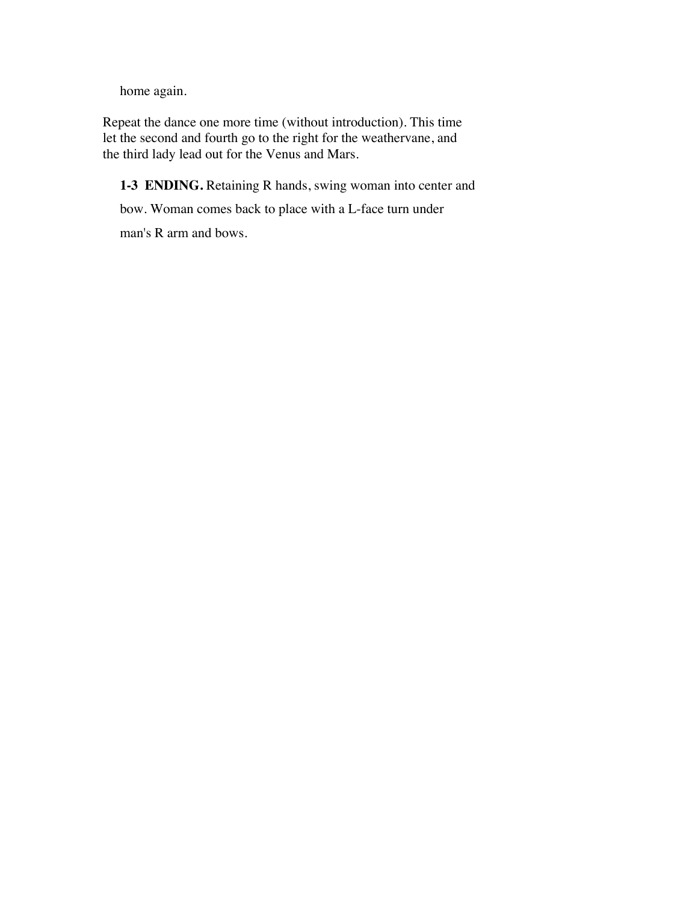home again.

Repeat the dance one more time (without introduction). This time let the second and fourth go to the right for the weathervane, and the third lady lead out for the Venus and Mars.

**1-3 ENDING.** Retaining R hands, swing woman into center and bow. Woman comes back to place with a L-face turn under man's R arm and bows.